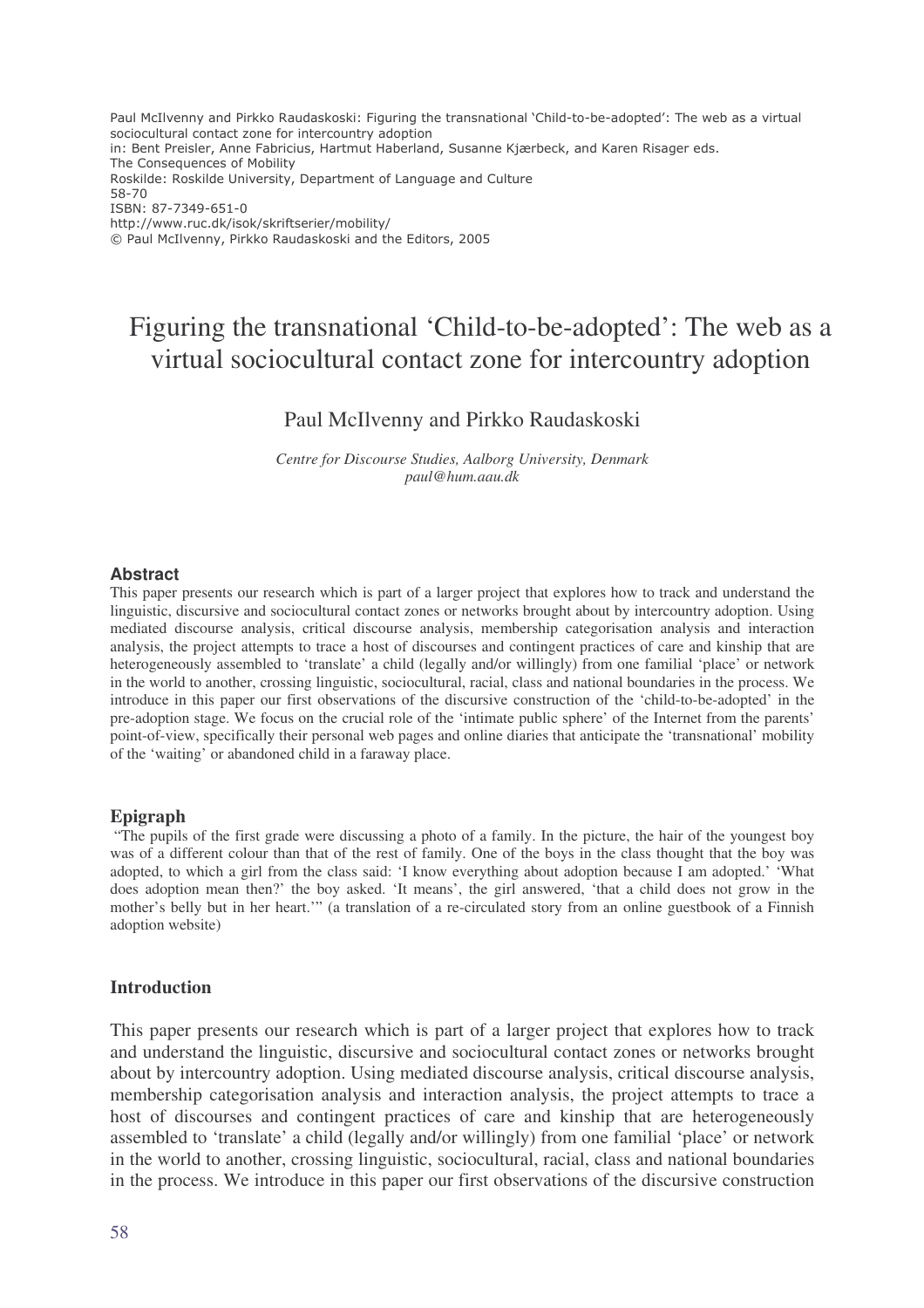Paul McIlvenny and Pirkko Raudaskoski: Figuring the transnational 'Child-to-be-adopted': The web as a virtual sociocultural contact zone for intercountry adoption
in: Bent Preisler, Anne Fabricius, Hartmut Haberland, Susanne Kjærbeck, and Karen Risager eds.
The Consequences of Mobility
Roskilde: Roskilde University, Department of Language and Culture
58-70
ISBN: 87-7349-651-0
http://www.ruc.dk/isok/skriftserier/mobility/
© Paul McIlvenny, Pirkko Raudaskoski and the Editors, 2005

# Figuring the transnational 'Child-to-be-adopted': The web as a virtual sociocultural contact zone for intercountry adoption

Paul McIlvenny and Pirkko Raudaskoski

*Centre for Discourse Studies, Aalborg University, Denmark*
*paul@hum.aau.dk*

### Abstract

This paper presents our research which is part of a larger project that explores how to track and understand the linguistic, discursive and sociocultural contact zones or networks brought about by intercountry adoption. Using mediated discourse analysis, critical discourse analysis, membership categorisation analysis and interaction analysis, the project attempts to trace a host of discourses and contingent practices of care and kinship that are heterogeneously assembled to 'translate' a child (legally and/or willingly) from one familial 'place' or network in the world to another, crossing linguistic, sociocultural, racial, class and national boundaries in the process. We introduce in this paper our first observations of the discursive construction of the 'child-to-be-adopted' in the pre-adoption stage. We focus on the crucial role of the 'intimate public sphere' of the Internet from the parents' point-of-view, specifically their personal web pages and online diaries that anticipate the 'transnational' mobility of the 'waiting' or abandoned child in a faraway place.

### Epigraph

"The pupils of the first grade were discussing a photo of a family. In the picture, the hair of the youngest boy was of a different colour than that of the rest of family. One of the boys in the class thought that the boy was adopted, to which a girl from the class said: 'I know everything about adoption because I am adopted.' 'What does adoption mean then?' the boy asked. 'It means', the girl answered, 'that a child does not grow in the mother's belly but in her heart.'" (a translation of a re-circulated story from an online guestbook of a Finnish adoption website)

### Introduction

This paper presents our research which is part of a larger project that explores how to track and understand the linguistic, discursive and sociocultural contact zones or networks brought about by intercountry adoption. Using mediated discourse analysis, critical discourse analysis, membership categorisation analysis and interaction analysis, the project attempts to trace a host of discourses and contingent practices of care and kinship that are heterogeneously assembled to 'translate' a child (legally and/or willingly) from one familial 'place' or network in the world to another, crossing linguistic, sociocultural, racial, class and national boundaries in the process. We introduce in this paper our first observations of the discursive construction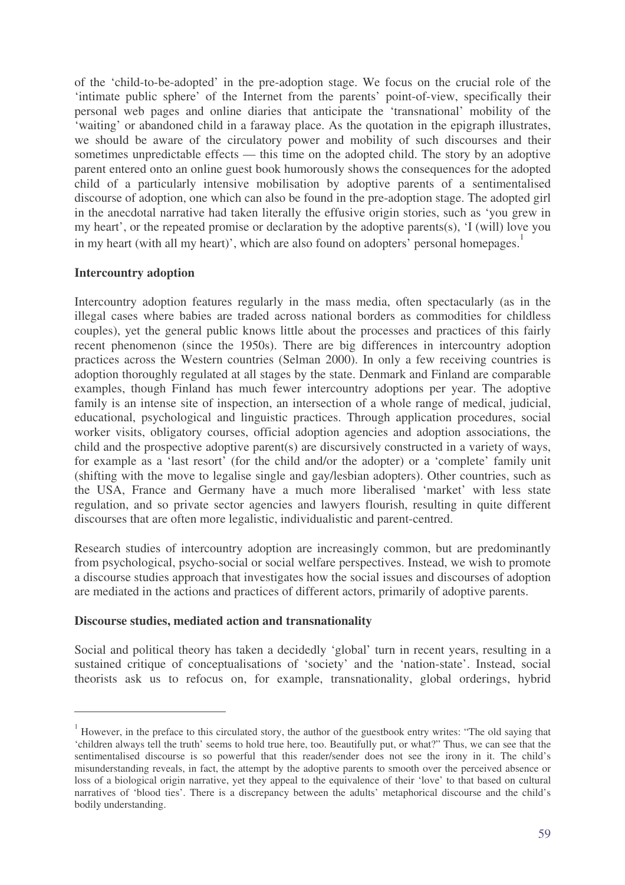of the 'child-to-be-adopted' in the pre-adoption stage. We focus on the crucial role of the 'intimate public sphere' of the Internet from the parents' point-of-view, specifically their personal web pages and online diaries that anticipate the 'transnational' mobility of the 'waiting' or abandoned child in a faraway place. As the quotation in the epigraph illustrates, we should be aware of the circulatory power and mobility of such discourses and their sometimes unpredictable effects — this time on the adopted child. The story by an adoptive parent entered onto an online guest book humorously shows the consequences for the adopted child of a particularly intensive mobilisation by adoptive parents of a sentimentalised discourse of adoption, one which can also be found in the pre-adoption stage. The adopted girl in the anecdotal narrative had taken literally the effusive origin stories, such as 'you grew in my heart', or the repeated promise or declaration by the adoptive parents(s), 'I (will) love you in my heart (with all my heart)', which are also found on adopters' personal homepages.[1]

## Intercountry adoption

Intercountry adoption features regularly in the mass media, often spectacularly (as in the illegal cases where babies are traded across national borders as commodities for childless couples), yet the general public knows little about the processes and practices of this fairly recent phenomenon (since the 1950s). There are big differences in intercountry adoption practices across the Western countries (Selman 2000). In only a few receiving countries is adoption thoroughly regulated at all stages by the state. Denmark and Finland are comparable examples, though Finland has much fewer intercountry adoptions per year. The adoptive family is an intense site of inspection, an intersection of a whole range of medical, judicial, educational, psychological and linguistic practices. Through application procedures, social worker visits, obligatory courses, official adoption agencies and adoption associations, the child and the prospective adoptive parent(s) are discursively constructed in a variety of ways, for example as a 'last resort' (for the child and/or the adopter) or a 'complete' family unit (shifting with the move to legalise single and gay/lesbian adopters). Other countries, such as the USA, France and Germany have a much more liberalised 'market' with less state regulation, and so private sector agencies and lawyers flourish, resulting in quite different discourses that are often more legalistic, individualistic and parent-centred.

Research studies of intercountry adoption are increasingly common, but are predominantly from psychological, psycho-social or social welfare perspectives. Instead, we wish to promote a discourse studies approach that investigates how the social issues and discourses of adoption are mediated in the actions and practices of different actors, primarily of adoptive parents.

## Discourse studies, mediated action and transnationality

Social and political theory has taken a decidedly 'global' turn in recent years, resulting in a sustained critique of conceptualisations of 'society' and the 'nation-state'. Instead, social theorists ask us to refocus on, for example, transnationality, global orderings, hybrid

---

[1] However, in the preface to this circulated story, the author of the guestbook entry writes: "The old saying that 'children always tell the truth' seems to hold true here, too. Beautifully put, or what?" Thus, we can see that the sentimentalised discourse is so powerful that this reader/sender does not see the irony in it. The child's misunderstanding reveals, in fact, the attempt by the adoptive parents to smooth over the perceived absence or loss of a biological origin narrative, yet they appeal to the equivalence of their 'love' to that based on cultural narratives of 'blood ties'. There is a discrepancy between the adults' metaphorical discourse and the child's bodily understanding.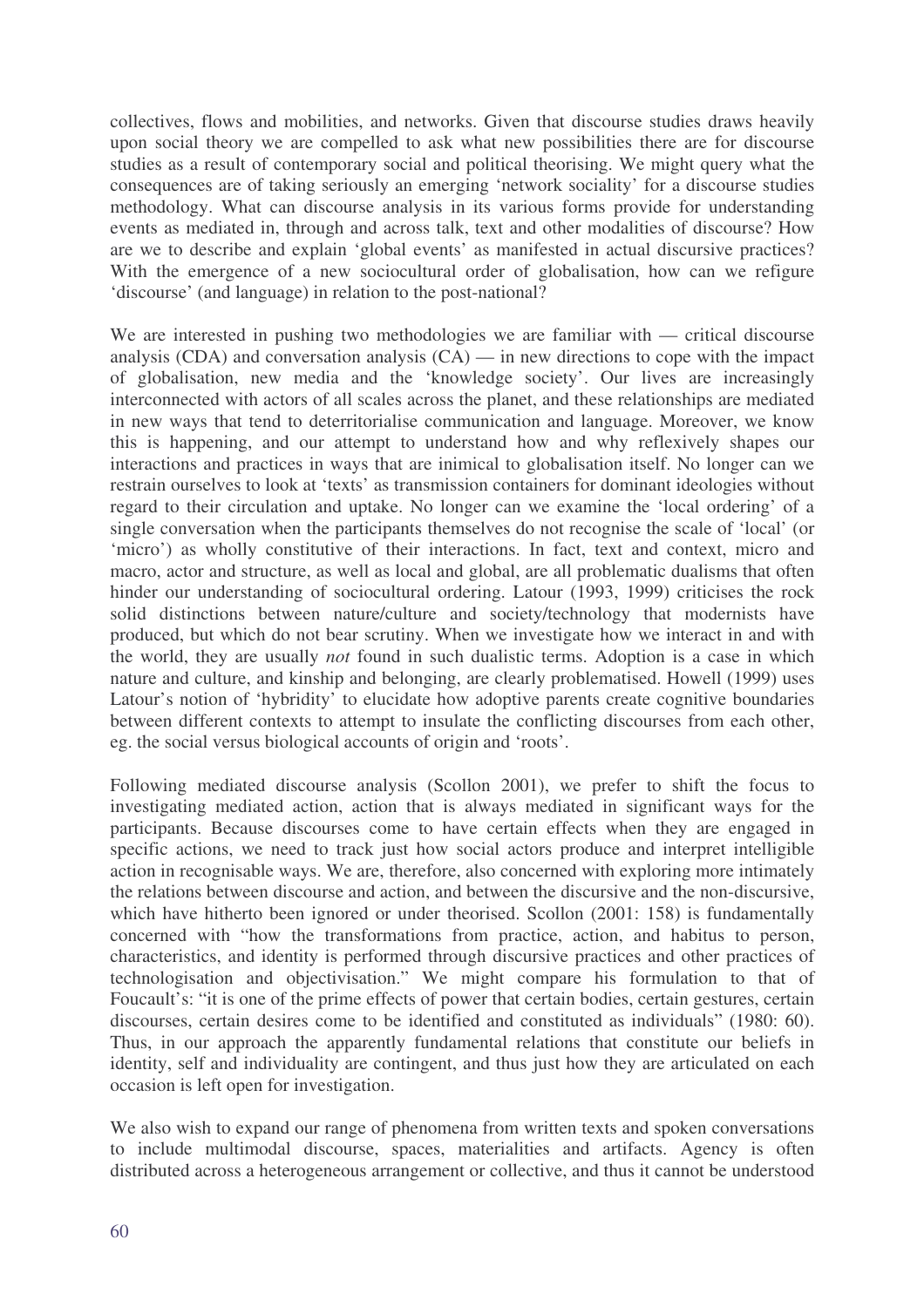collectives, flows and mobilities, and networks. Given that discourse studies draws heavily upon social theory we are compelled to ask what new possibilities there are for discourse studies as a result of contemporary social and political theorising. We might query what the consequences are of taking seriously an emerging 'network sociality' for a discourse studies methodology. What can discourse analysis in its various forms provide for understanding events as mediated in, through and across talk, text and other modalities of discourse? How are we to describe and explain 'global events' as manifested in actual discursive practices? With the emergence of a new sociocultural order of globalisation, how can we refigure 'discourse' (and language) in relation to the post-national?

We are interested in pushing two methodologies we are familiar with — critical discourse analysis (CDA) and conversation analysis (CA) — in new directions to cope with the impact of globalisation, new media and the 'knowledge society'. Our lives are increasingly interconnected with actors of all scales across the planet, and these relationships are mediated in new ways that tend to deterritorialise communication and language. Moreover, we know this is happening, and our attempt to understand how and why reflexively shapes our interactions and practices in ways that are inimical to globalisation itself. No longer can we restrain ourselves to look at 'texts' as transmission containers for dominant ideologies without regard to their circulation and uptake. No longer can we examine the 'local ordering' of a single conversation when the participants themselves do not recognise the scale of 'local' (or 'micro') as wholly constitutive of their interactions. In fact, text and context, micro and macro, actor and structure, as well as local and global, are all problematic dualisms that often hinder our understanding of sociocultural ordering. Latour (1993, 1999) criticises the rock solid distinctions between nature/culture and society/technology that modernists have produced, but which do not bear scrutiny. When we investigate how we interact in and with the world, they are usually *not* found in such dualistic terms. Adoption is a case in which nature and culture, and kinship and belonging, are clearly problematised. Howell (1999) uses Latour's notion of 'hybridity' to elucidate how adoptive parents create cognitive boundaries between different contexts to attempt to insulate the conflicting discourses from each other, eg. the social versus biological accounts of origin and 'roots'.

Following mediated discourse analysis (Scollon 2001), we prefer to shift the focus to investigating mediated action, action that is always mediated in significant ways for the participants. Because discourses come to have certain effects when they are engaged in specific actions, we need to track just how social actors produce and interpret intelligible action in recognisable ways. We are, therefore, also concerned with exploring more intimately the relations between discourse and action, and between the discursive and the non-discursive, which have hitherto been ignored or under theorised. Scollon (2001: 158) is fundamentally concerned with "how the transformations from practice, action, and habitus to person, characteristics, and identity is performed through discursive practices and other practices of technologisation and objectivisation." We might compare his formulation to that of Foucault's: "it is one of the prime effects of power that certain bodies, certain gestures, certain discourses, certain desires come to be identified and constituted as individuals" (1980: 60). Thus, in our approach the apparently fundamental relations that constitute our beliefs in identity, self and individuality are contingent, and thus just how they are articulated on each occasion is left open for investigation.

We also wish to expand our range of phenomena from written texts and spoken conversations to include multimodal discourse, spaces, materialities and artifacts. Agency is often distributed across a heterogeneous arrangement or collective, and thus it cannot be understood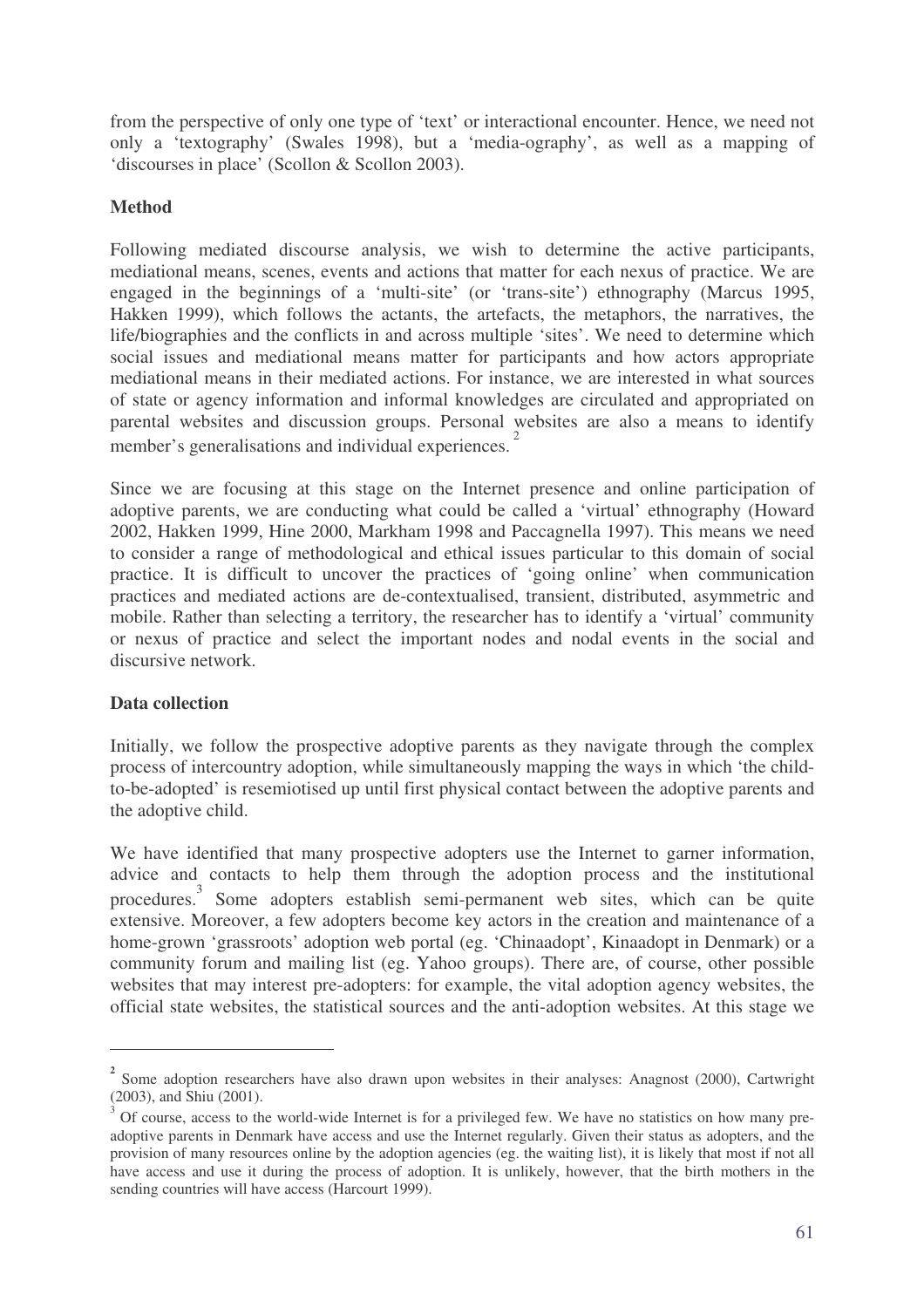from the perspective of only one type of 'text' or interactional encounter. Hence, we need not only a 'textography' (Swales 1998), but a 'media-ography', as well as a mapping of 'discourses in place' (Scollon & Scollon 2003).

**Method**

Following mediated discourse analysis, we wish to determine the active participants, mediational means, scenes, events and actions that matter for each nexus of practice. We are engaged in the beginnings of a 'multi-site' (or 'trans-site') ethnography (Marcus 1995, Hakken 1999), which follows the actants, the artefacts, the metaphors, the narratives, the life/biographies and the conflicts in and across multiple 'sites'. We need to determine which social issues and mediational means matter for participants and how actors appropriate mediational means in their mediated actions. For instance, we are interested in what sources of state or agency information and informal knowledges are circulated and appropriated on parental websites and discussion groups. Personal websites are also a means to identify member's generalisations and individual experiences.[2]

Since we are focusing at this stage on the Internet presence and online participation of adoptive parents, we are conducting what could be called a 'virtual' ethnography (Howard 2002, Hakken 1999, Hine 2000, Markham 1998 and Paccagnella 1997). This means we need to consider a range of methodological and ethical issues particular to this domain of social practice. It is difficult to uncover the practices of 'going online' when communication practices and mediated actions are de-contextualised, transient, distributed, asymmetric and mobile. Rather than selecting a territory, the researcher has to identify a 'virtual' community or nexus of practice and select the important nodes and nodal events in the social and discursive network.

**Data collection**

Initially, we follow the prospective adoptive parents as they navigate through the complex process of intercountry adoption, while simultaneously mapping the ways in which 'the child-to-be-adopted' is resemiotised up until first physical contact between the adoptive parents and the adoptive child.

We have identified that many prospective adopters use the Internet to garner information, advice and contacts to help them through the adoption process and the institutional procedures.[3] Some adopters establish semi-permanent web sites, which can be quite extensive. Moreover, a few adopters become key actors in the creation and maintenance of a home-grown 'grassroots' adoption web portal (eg. 'Chinaadopt', Kinaadopt in Denmark) or a community forum and mailing list (eg. Yahoo groups). There are, of course, other possible websites that may interest pre-adopters: for example, the vital adoption agency websites, the official state websites, the statistical sources and the anti-adoption websites. At this stage we

---

[2] Some adoption researchers have also drawn upon websites in their analyses: Anagnost (2000), Cartwright (2003), and Shiu (2001).

[3] Of course, access to the world-wide Internet is for a privileged few. We have no statistics on how many pre-adoptive parents in Denmark have access and use the Internet regularly. Given their status as adopters, and the provision of many resources online by the adoption agencies (eg. the waiting list), it is likely that most if not all have access and use it during the process of adoption. It is unlikely, however, that the birth mothers in the sending countries will have access (Harcourt 1999).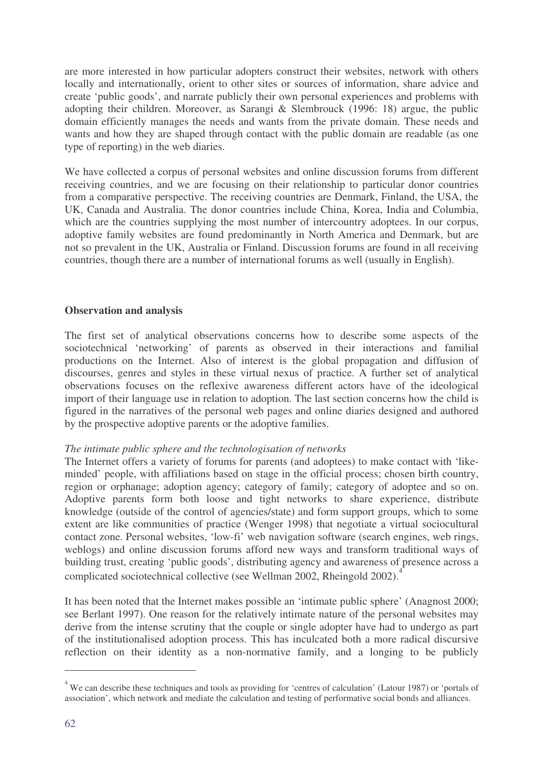are more interested in how particular adopters construct their websites, network with others locally and internationally, orient to other sites or sources of information, share advice and create 'public goods', and narrate publicly their own personal experiences and problems with adopting their children. Moreover, as Sarangi & Slembrouck (1996: 18) argue, the public domain efficiently manages the needs and wants from the private domain. These needs and wants and how they are shaped through contact with the public domain are readable (as one type of reporting) in the web diaries.

We have collected a corpus of personal websites and online discussion forums from different receiving countries, and we are focusing on their relationship to particular donor countries from a comparative perspective. The receiving countries are Denmark, Finland, the USA, the UK, Canada and Australia. The donor countries include China, Korea, India and Columbia, which are the countries supplying the most number of intercountry adoptees. In our corpus, adoptive family websites are found predominantly in North America and Denmark, but are not so prevalent in the UK, Australia or Finland. Discussion forums are found in all receiving countries, though there are a number of international forums as well (usually in English).

## Observation and analysis

The first set of analytical observations concerns how to describe some aspects of the sociotechnical 'networking' of parents as observed in their interactions and familial productions on the Internet. Also of interest is the global propagation and diffusion of discourses, genres and styles in these virtual nexus of practice. A further set of analytical observations focuses on the reflexive awareness different actors have of the ideological import of their language use in relation to adoption. The last section concerns how the child is figured in the narratives of the personal web pages and online diaries designed and authored by the prospective adoptive parents or the adoptive families.

### *The intimate public sphere and the technologisation of networks*

The Internet offers a variety of forums for parents (and adoptees) to make contact with 'like-minded' people, with affiliations based on stage in the official process; chosen birth country, region or orphanage; adoption agency; category of family; category of adoptee and so on. Adoptive parents form both loose and tight networks to share experience, distribute knowledge (outside of the control of agencies/state) and form support groups, which to some extent are like communities of practice (Wenger 1998) that negotiate a virtual sociocultural contact zone. Personal websites, 'low-fi' web navigation software (search engines, web rings, weblogs) and online discussion forums afford new ways and transform traditional ways of building trust, creating 'public goods', distributing agency and awareness of presence across a complicated sociotechnical collective (see Wellman 2002, Rheingold 2002).[4]

It has been noted that the Internet makes possible an 'intimate public sphere' (Anagnost 2000; see Berlant 1997). One reason for the relatively intimate nature of the personal websites may derive from the intense scrutiny that the couple or single adopter have had to undergo as part of the institutionalised adoption process. This has inculcated both a more radical discursive reflection on their identity as a non-normative family, and a longing to be publicly

---

[4] We can describe these techniques and tools as providing for 'centres of calculation' (Latour 1987) or 'portals of association', which network and mediate the calculation and testing of performative social bonds and alliances.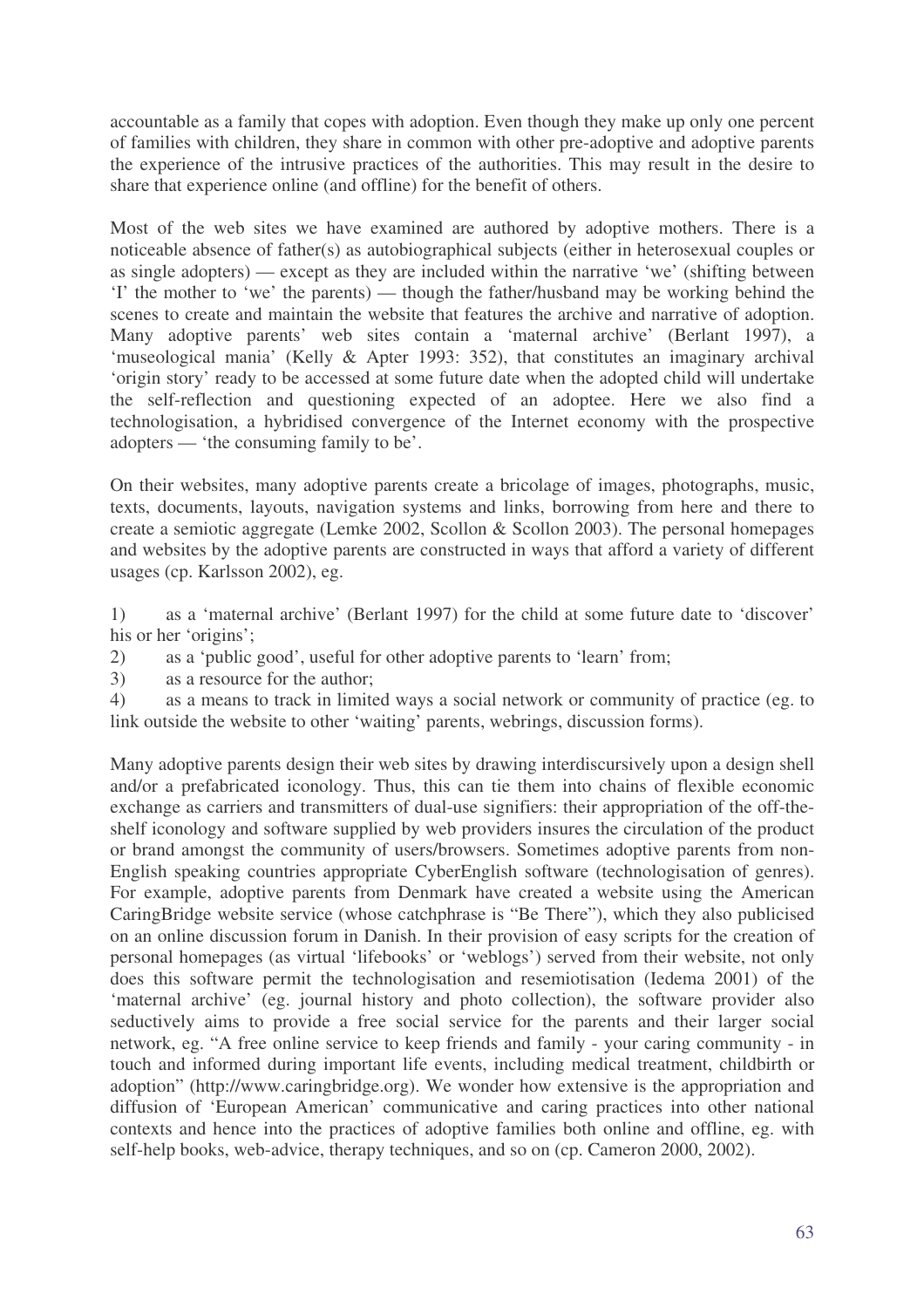accountable as a family that copes with adoption. Even though they make up only one percent of families with children, they share in common with other pre-adoptive and adoptive parents the experience of the intrusive practices of the authorities. This may result in the desire to share that experience online (and offline) for the benefit of others.

Most of the web sites we have examined are authored by adoptive mothers. There is a noticeable absence of father(s) as autobiographical subjects (either in heterosexual couples or as single adopters) — except as they are included within the narrative 'we' (shifting between 'I' the mother to 'we' the parents) — though the father/husband may be working behind the scenes to create and maintain the website that features the archive and narrative of adoption. Many adoptive parents' web sites contain a 'maternal archive' (Berlant 1997), a 'museological mania' (Kelly & Apter 1993: 352), that constitutes an imaginary archival 'origin story' ready to be accessed at some future date when the adopted child will undertake the self-reflection and questioning expected of an adoptee. Here we also find a technologisation, a hybridised convergence of the Internet economy with the prospective adopters — 'the consuming family to be'.

On their websites, many adoptive parents create a bricolage of images, photographs, music, texts, documents, layouts, navigation systems and links, borrowing from here and there to create a semiotic aggregate (Lemke 2002, Scollon & Scollon 2003). The personal homepages and websites by the adoptive parents are constructed in ways that afford a variety of different usages (cp. Karlsson 2002), eg.

1) as a 'maternal archive' (Berlant 1997) for the child at some future date to 'discover' his or her 'origins';
2) as a 'public good', useful for other adoptive parents to 'learn' from;
3) as a resource for the author;
4) as a means to track in limited ways a social network or community of practice (eg. to link outside the website to other 'waiting' parents, webrings, discussion forms).

Many adoptive parents design their web sites by drawing interdiscursively upon a design shell and/or a prefabricated iconology. Thus, this can tie them into chains of flexible economic exchange as carriers and transmitters of dual-use signifiers: their appropriation of the off-the-shelf iconology and software supplied by web providers insures the circulation of the product or brand amongst the community of users/browsers. Sometimes adoptive parents from non-English speaking countries appropriate CyberEnglish software (technologisation of genres). For example, adoptive parents from Denmark have created a website using the American CaringBridge website service (whose catchphrase is "Be There"), which they also publicised on an online discussion forum in Danish. In their provision of easy scripts for the creation of personal homepages (as virtual 'lifebooks' or 'weblogs') served from their website, not only does this software permit the technologisation and resemiotisation (Iedema 2001) of the 'maternal archive' (eg. journal history and photo collection), the software provider also seductively aims to provide a free social service for the parents and their larger social network, eg. "A free online service to keep friends and family - your caring community - in touch and informed during important life events, including medical treatment, childbirth or adoption" (http://www.caringbridge.org). We wonder how extensive is the appropriation and diffusion of 'European American' communicative and caring practices into other national contexts and hence into the practices of adoptive families both online and offline, eg. with self-help books, web-advice, therapy techniques, and so on (cp. Cameron 2000, 2002).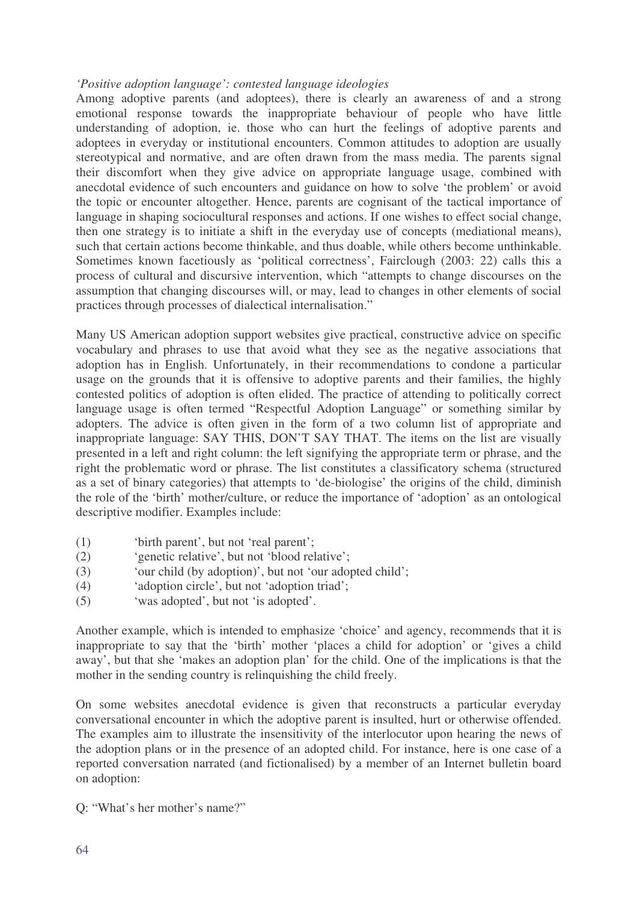*'Positive adoption language': contested language ideologies*

Among adoptive parents (and adoptees), there is clearly an awareness of and a strong emotional response towards the inappropriate behaviour of people who have little understanding of adoption, ie. those who can hurt the feelings of adoptive parents and adoptees in everyday or institutional encounters. Common attitudes to adoption are usually stereotypical and normative, and are often drawn from the mass media. The parents signal their discomfort when they give advice on appropriate language usage, combined with anecdotal evidence of such encounters and guidance on how to solve 'the problem' or avoid the topic or encounter altogether. Hence, parents are cognisant of the tactical importance of language in shaping sociocultural responses and actions. If one wishes to effect social change, then one strategy is to initiate a shift in the everyday use of concepts (mediational means), such that certain actions become thinkable, and thus doable, while others become unthinkable. Sometimes known facetiously as 'political correctness', Fairclough (2003: 22) calls this a process of cultural and discursive intervention, which "attempts to change discourses on the assumption that changing discourses will, or may, lead to changes in other elements of social practices through processes of dialectical internalisation."

Many US American adoption support websites give practical, constructive advice on specific vocabulary and phrases to use that avoid what they see as the negative associations that adoption has in English. Unfortunately, in their recommendations to condone a particular usage on the grounds that it is offensive to adoptive parents and their families, the highly contested politics of adoption is often elided. The practice of attending to politically correct language usage is often termed "Respectful Adoption Language" or something similar by adopters. The advice is often given in the form of a two column list of appropriate and inappropriate language: SAY THIS, DON'T SAY THAT. The items on the list are visually presented in a left and right column: the left signifying the appropriate term or phrase, and the right the problematic word or phrase. The list constitutes a classificatory schema (structured as a set of binary categories) that attempts to 'de-biologise' the origins of the child, diminish the role of the 'birth' mother/culture, or reduce the importance of 'adoption' as an ontological descriptive modifier. Examples include:

(1) 'birth parent', but not 'real parent';
(2) 'genetic relative', but not 'blood relative';
(3) 'our child (by adoption)', but not 'our adopted child';
(4) 'adoption circle', but not 'adoption triad';
(5) 'was adopted', but not 'is adopted'.

Another example, which is intended to emphasize 'choice' and agency, recommends that it is inappropriate to say that the 'birth' mother 'places a child for adoption' or 'gives a child away', but that she 'makes an adoption plan' for the child. One of the implications is that the mother in the sending country is relinquishing the child freely.

On some websites anecdotal evidence is given that reconstructs a particular everyday conversational encounter in which the adoptive parent is insulted, hurt or otherwise offended. The examples aim to illustrate the insensitivity of the interlocutor upon hearing the news of the adoption plans or in the presence of an adopted child. For instance, here is one case of a reported conversation narrated (and fictionalised) by a member of an Internet bulletin board on adoption:

Q: "What's her mother's name?"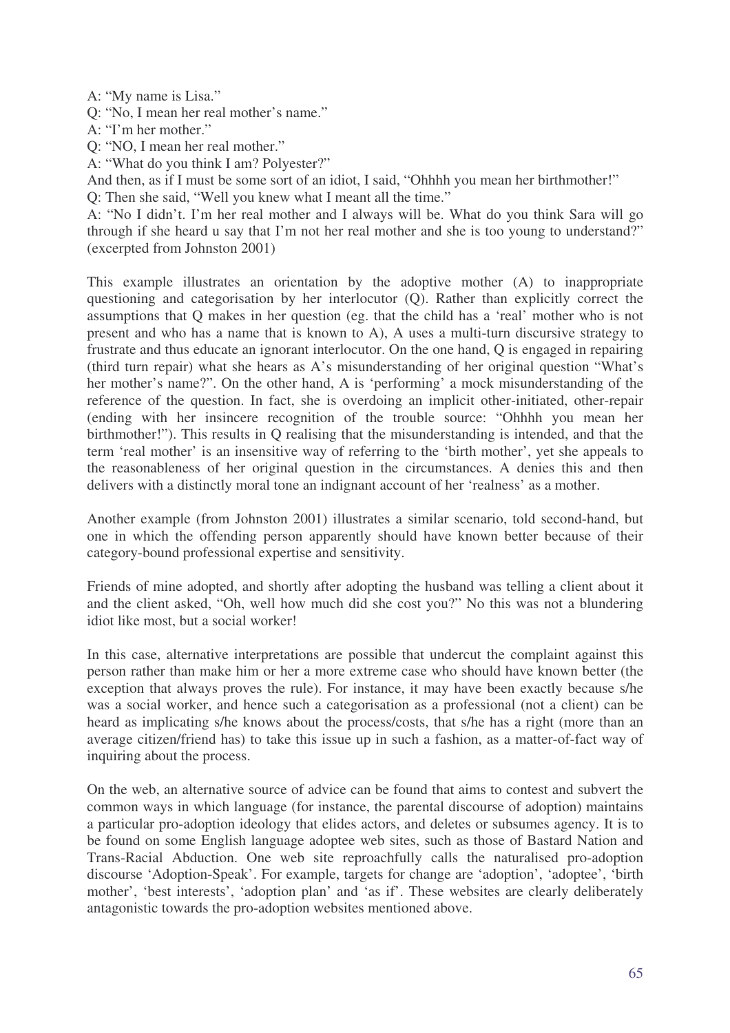A: "My name is Lisa."
Q: "No, I mean her real mother's name."
A: "I'm her mother."
Q: "NO, I mean her real mother."
A: "What do you think I am? Polyester?"
And then, as if I must be some sort of an idiot, I said, "Ohhhh you mean her birthmother!"
Q: Then she said, "Well you knew what I meant all the time."
A: "No I didn't. I'm her real mother and I always will be. What do you think Sara will go through if she heard u say that I'm not her real mother and she is too young to understand?"
(excerpted from Johnston 2001)

This example illustrates an orientation by the adoptive mother (A) to inappropriate questioning and categorisation by her interlocutor (Q). Rather than explicitly correct the assumptions that Q makes in her question (eg. that the child has a 'real' mother who is not present and who has a name that is known to A), A uses a multi-turn discursive strategy to frustrate and thus educate an ignorant interlocutor. On the one hand, Q is engaged in repairing (third turn repair) what she hears as A's misunderstanding of her original question "What's her mother's name?". On the other hand, A is 'performing' a mock misunderstanding of the reference of the question. In fact, she is overdoing an implicit other-initiated, other-repair (ending with her insincere recognition of the trouble source: "Ohhhh you mean her birthmother!"). This results in Q realising that the misunderstanding is intended, and that the term 'real mother' is an insensitive way of referring to the 'birth mother', yet she appeals to the reasonableness of her original question in the circumstances. A denies this and then delivers with a distinctly moral tone an indignant account of her 'realness' as a mother.

Another example (from Johnston 2001) illustrates a similar scenario, told second-hand, but one in which the offending person apparently should have known better because of their category-bound professional expertise and sensitivity.

Friends of mine adopted, and shortly after adopting the husband was telling a client about it and the client asked, "Oh, well how much did she cost you?" No this was not a blundering idiot like most, but a social worker!

In this case, alternative interpretations are possible that undercut the complaint against this person rather than make him or her a more extreme case who should have known better (the exception that always proves the rule). For instance, it may have been exactly because s/he was a social worker, and hence such a categorisation as a professional (not a client) can be heard as implicating s/he knows about the process/costs, that s/he has a right (more than an average citizen/friend has) to take this issue up in such a fashion, as a matter-of-fact way of inquiring about the process.

On the web, an alternative source of advice can be found that aims to contest and subvert the common ways in which language (for instance, the parental discourse of adoption) maintains a particular pro-adoption ideology that elides actors, and deletes or subsumes agency. It is to be found on some English language adoptee web sites, such as those of Bastard Nation and Trans-Racial Abduction. One web site reproachfully calls the naturalised pro-adoption discourse 'Adoption-Speak'. For example, targets for change are 'adoption', 'adoptee', 'birth mother', 'best interests', 'adoption plan' and 'as if'. These websites are clearly deliberately antagonistic towards the pro-adoption websites mentioned above.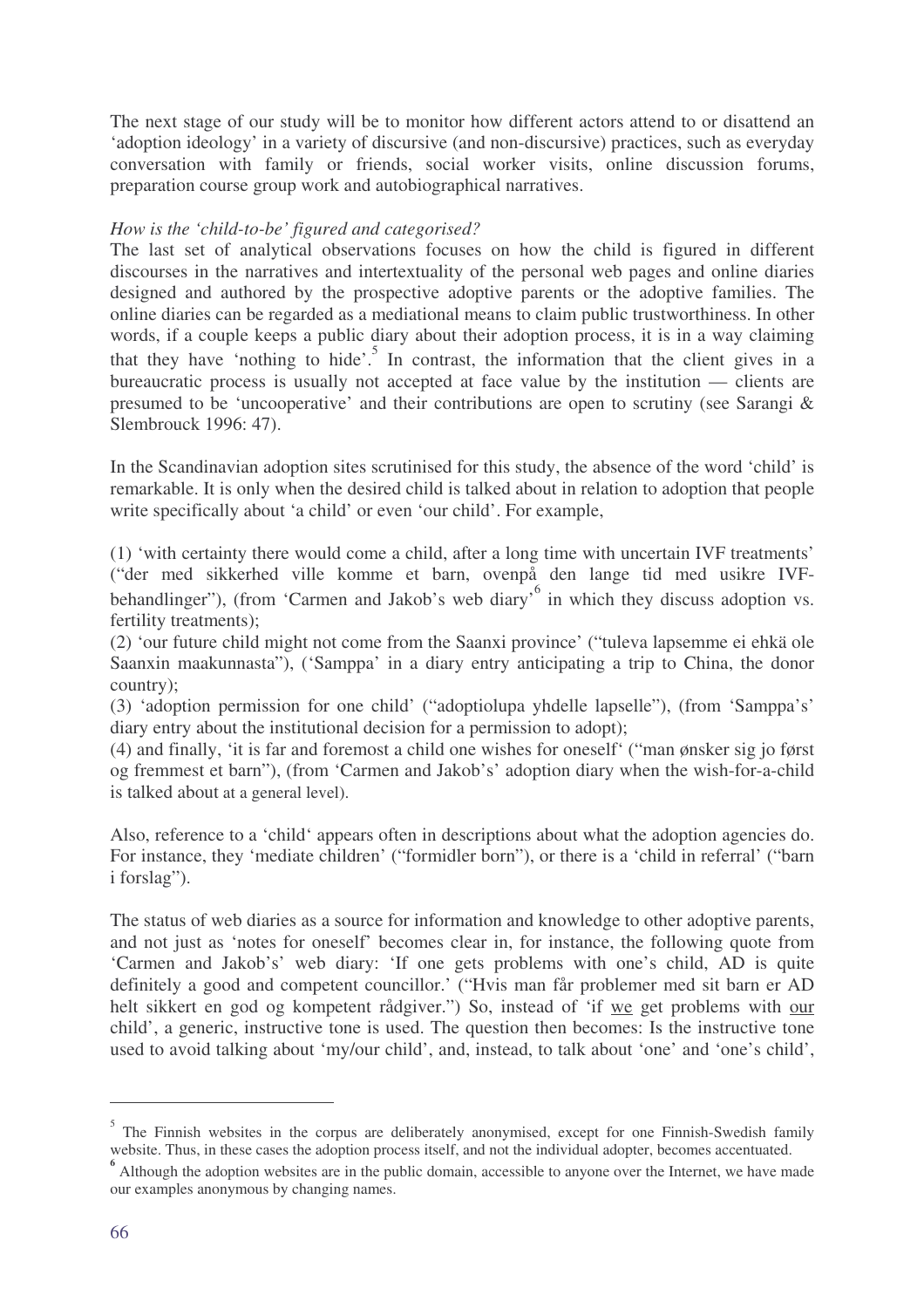The next stage of our study will be to monitor how different actors attend to or disattend an 'adoption ideology' in a variety of discursive (and non-discursive) practices, such as everyday conversation with family or friends, social worker visits, online discussion forums, preparation course group work and autobiographical narratives.

*How is the 'child-to-be' figured and categorised?*

The last set of analytical observations focuses on how the child is figured in different discourses in the narratives and intertextuality of the personal web pages and online diaries designed and authored by the prospective adoptive parents or the adoptive families. The online diaries can be regarded as a mediational means to claim public trustworthiness. In other words, if a couple keeps a public diary about their adoption process, it is in a way claiming that they have 'nothing to hide'.[5] In contrast, the information that the client gives in a bureaucratic process is usually not accepted at face value by the institution — clients are presumed to be 'uncooperative' and their contributions are open to scrutiny (see Sarangi & Slembrouck 1996: 47).

In the Scandinavian adoption sites scrutinised for this study, the absence of the word 'child' is remarkable. It is only when the desired child is talked about in relation to adoption that people write specifically about 'a child' or even 'our child'. For example,

(1) 'with certainty there would come a child, after a long time with uncertain IVF treatments' ("der med sikkerhed ville komme et barn, ovenpå den lange tid med usikre IVF-behandlinger"), (from 'Carmen and Jakob's web diary'[6] in which they discuss adoption vs. fertility treatments);
(2) 'our future child might not come from the Saanxi province' ("tuleva lapsemme ei ehkä ole Saanxin maakunnasta"), ('Samppa' in a diary entry anticipating a trip to China, the donor country);
(3) 'adoption permission for one child' ("adoptiolupa yhdelle lapselle"), (from 'Samppa's' diary entry about the institutional decision for a permission to adopt);
(4) and finally, 'it is far and foremost a child one wishes for oneself' ("man ønsker sig jo først og fremmest et barn"), (from 'Carmen and Jakob's' adoption diary when the wish-for-a-child is talked about at a general level).

Also, reference to a 'child' appears often in descriptions about what the adoption agencies do. For instance, they 'mediate children' ("formidler børn"), or there is a 'child in referral' ("barn i forslag").

The status of web diaries as a source for information and knowledge to other adoptive parents, and not just as 'notes for oneself' becomes clear in, for instance, the following quote from 'Carmen and Jakob's' web diary: 'If one gets problems with one's child, AD is quite definitely a good and competent councillor.' ("Hvis man får problemer med sit barn er AD helt sikkert en god og kompetent rådgiver.") So, instead of 'if <u>we</u> get problems with <u>our</u> child', a generic, instructive tone is used. The question then becomes: Is the instructive tone used to avoid talking about 'my/our child', and, instead, to talk about 'one' and 'one's child',

---

[5] The Finnish websites in the corpus are deliberately anonymised, except for one Finnish-Swedish family website. Thus, in these cases the adoption process itself, and not the individual adopter, becomes accentuated.

[6] Although the adoption websites are in the public domain, accessible to anyone over the Internet, we have made our examples anonymous by changing names.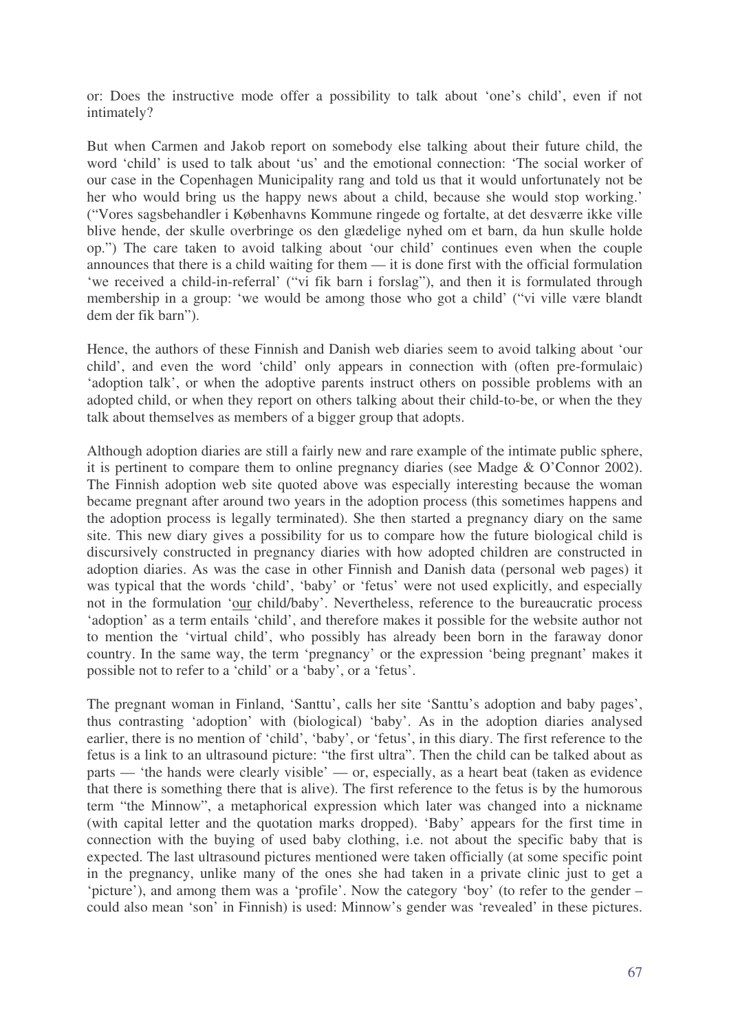or: Does the instructive mode offer a possibility to talk about 'one's child', even if not intimately?

But when Carmen and Jakob report on somebody else talking about their future child, the word 'child' is used to talk about 'us' and the emotional connection: 'The social worker of our case in the Copenhagen Municipality rang and told us that it would unfortunately not be her who would bring us the happy news about a child, because she would stop working.' ("Vores sagsbehandler i Københavns Kommune ringede og fortalte, at det desværre ikke ville blive hende, der skulle overbringe os den glædelige nyhed om et barn, da hun skulle holde op.") The care taken to avoid talking about 'our child' continues even when the couple announces that there is a child waiting for them — it is done first with the official formulation 'we received a child-in-referral' ("vi fik barn i forslag"), and then it is formulated through membership in a group: 'we would be among those who got a child' ("vi ville være blandt dem der fik barn").

Hence, the authors of these Finnish and Danish web diaries seem to avoid talking about 'our child', and even the word 'child' only appears in connection with (often pre-formulaic) 'adoption talk', or when the adoptive parents instruct others on possible problems with an adopted child, or when they report on others talking about their child-to-be, or when the they talk about themselves as members of a bigger group that adopts.

Although adoption diaries are still a fairly new and rare example of the intimate public sphere, it is pertinent to compare them to online pregnancy diaries (see Madge & O'Connor 2002). The Finnish adoption web site quoted above was especially interesting because the woman became pregnant after around two years in the adoption process (this sometimes happens and the adoption process is legally terminated). She then started a pregnancy diary on the same site. This new diary gives a possibility for us to compare how the future biological child is discursively constructed in pregnancy diaries with how adopted children are constructed in adoption diaries. As was the case in other Finnish and Danish data (personal web pages) it was typical that the words 'child', 'baby' or 'fetus' were not used explicitly, and especially not in the formulation '<u>our</u> child/baby'. Nevertheless, reference to the bureaucratic process 'adoption' as a term entails 'child', and therefore makes it possible for the website author not to mention the 'virtual child', who possibly has already been born in the faraway donor country. In the same way, the term 'pregnancy' or the expression 'being pregnant' makes it possible not to refer to a 'child' or a 'baby', or a 'fetus'.

The pregnant woman in Finland, 'Santtu', calls her site 'Santtu's adoption and baby pages', thus contrasting 'adoption' with (biological) 'baby'. As in the adoption diaries analysed earlier, there is no mention of 'child', 'baby', or 'fetus', in this diary. The first reference to the fetus is a link to an ultrasound picture: "the first ultra". Then the child can be talked about as parts — 'the hands were clearly visible' — or, especially, as a heart beat (taken as evidence that there is something there that is alive). The first reference to the fetus is by the humorous term "the Minnow", a metaphorical expression which later was changed into a nickname (with capital letter and the quotation marks dropped). 'Baby' appears for the first time in connection with the buying of used baby clothing, i.e. not about the specific baby that is expected. The last ultrasound pictures mentioned were taken officially (at some specific point in the pregnancy, unlike many of the ones she had taken in a private clinic just to get a 'picture'), and among them was a 'profile'. Now the category 'boy' (to refer to the gender – could also mean 'son' in Finnish) is used: Minnow's gender was 'revealed' in these pictures.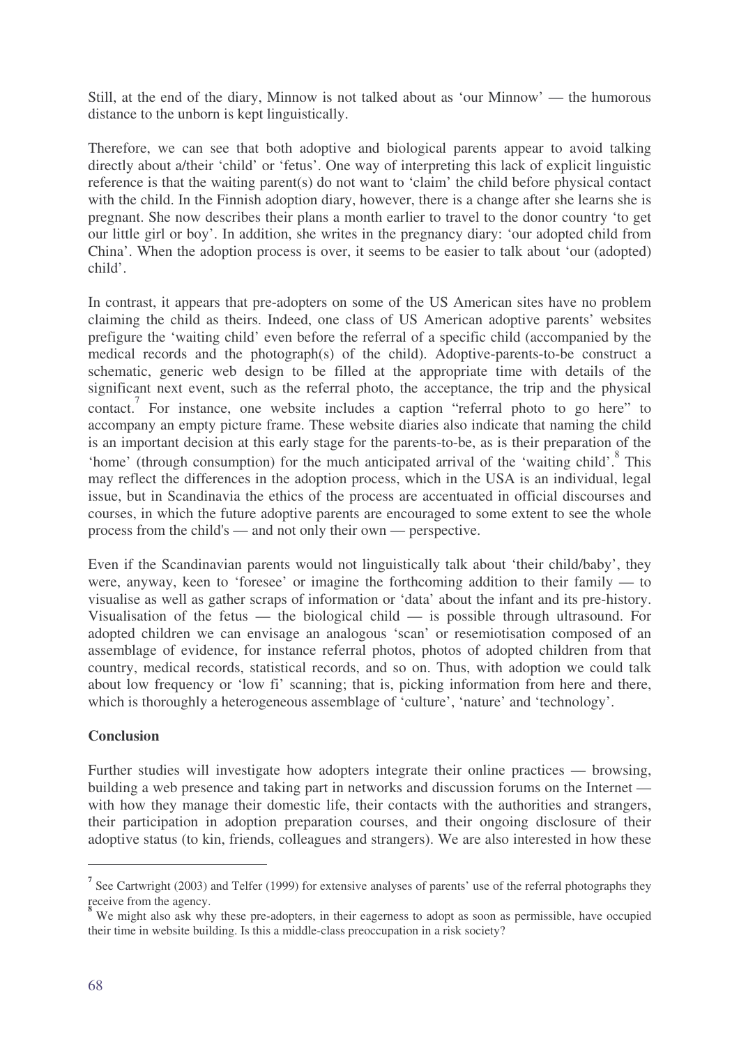Still, at the end of the diary, Minnow is not talked about as 'our Minnow' — the humorous distance to the unborn is kept linguistically.

Therefore, we can see that both adoptive and biological parents appear to avoid talking directly about a/their 'child' or 'fetus'. One way of interpreting this lack of explicit linguistic reference is that the waiting parent(s) do not want to 'claim' the child before physical contact with the child. In the Finnish adoption diary, however, there is a change after she learns she is pregnant. She now describes their plans a month earlier to travel to the donor country 'to get our little girl or boy'. In addition, she writes in the pregnancy diary: 'our adopted child from China'. When the adoption process is over, it seems to be easier to talk about 'our (adopted) child'.

In contrast, it appears that pre-adopters on some of the US American sites have no problem claiming the child as theirs. Indeed, one class of US American adoptive parents' websites prefigure the 'waiting child' even before the referral of a specific child (accompanied by the medical records and the photograph(s) of the child). Adoptive-parents-to-be construct a schematic, generic web design to be filled at the appropriate time with details of the significant next event, such as the referral photo, the acceptance, the trip and the physical contact.[7] For instance, one website includes a caption "referral photo to go here" to accompany an empty picture frame. These website diaries also indicate that naming the child is an important decision at this early stage for the parents-to-be, as is their preparation of the 'home' (through consumption) for the much anticipated arrival of the 'waiting child'.[8] This may reflect the differences in the adoption process, which in the USA is an individual, legal issue, but in Scandinavia the ethics of the process are accentuated in official discourses and courses, in which the future adoptive parents are encouraged to some extent to see the whole process from the child's — and not only their own — perspective.

Even if the Scandinavian parents would not linguistically talk about 'their child/baby', they were, anyway, keen to 'foresee' or imagine the forthcoming addition to their family — to visualise as well as gather scraps of information or 'data' about the infant and its pre-history. Visualisation of the fetus — the biological child — is possible through ultrasound. For adopted children we can envisage an analogous 'scan' or resemiotisation composed of an assemblage of evidence, for instance referral photos, photos of adopted children from that country, medical records, statistical records, and so on. Thus, with adoption we could talk about low frequency or 'low fi' scanning; that is, picking information from here and there, which is thoroughly a heterogeneous assemblage of 'culture', 'nature' and 'technology'.

## Conclusion

Further studies will investigate how adopters integrate their online practices — browsing, building a web presence and taking part in networks and discussion forums on the Internet — with how they manage their domestic life, their contacts with the authorities and strangers, their participation in adoption preparation courses, and their ongoing disclosure of their adoptive status (to kin, friends, colleagues and strangers). We are also interested in how these

---

[7] See Cartwright (2003) and Telfer (1999) for extensive analyses of parents' use of the referral photographs they receive from the agency.

[8] We might also ask why these pre-adopters, in their eagerness to adopt as soon as permissible, have occupied their time in website building. Is this a middle-class preoccupation in a risk society?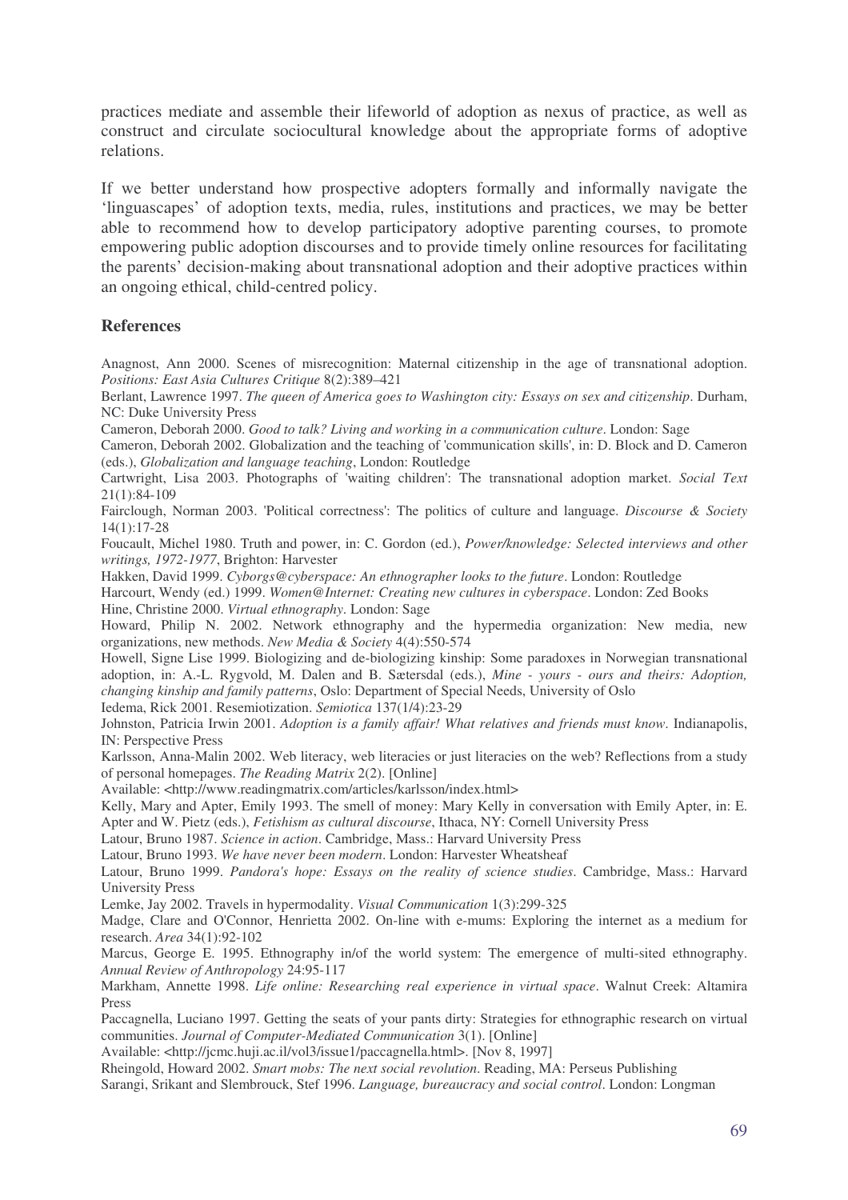practices mediate and assemble their lifeworld of adoption as nexus of practice, as well as construct and circulate sociocultural knowledge about the appropriate forms of adoptive relations.

If we better understand how prospective adopters formally and informally navigate the 'linguascapes' of adoption texts, media, rules, institutions and practices, we may be better able to recommend how to develop participatory adoptive parenting courses, to promote empowering public adoption discourses and to provide timely online resources for facilitating the parents' decision-making about transnational adoption and their adoptive practices within an ongoing ethical, child-centred policy.

## References

Anagnost, Ann 2000. Scenes of misrecognition: Maternal citizenship in the age of transnational adoption. *Positions: East Asia Cultures Critique* 8(2):389–421

Berlant, Lawrence 1997. *The queen of America goes to Washington city: Essays on sex and citizenship*. Durham, NC: Duke University Press

Cameron, Deborah 2000. *Good to talk? Living and working in a communication culture*. London: Sage

Cameron, Deborah 2002. Globalization and the teaching of 'communication skills', in: D. Block and D. Cameron (eds.), *Globalization and language teaching*, London: Routledge

Cartwright, Lisa 2003. Photographs of 'waiting children': The transnational adoption market. *Social Text* 21(1):84-109

Fairclough, Norman 2003. 'Political correctness': The politics of culture and language. *Discourse & Society* 14(1):17-28

Foucault, Michel 1980. Truth and power, in: C. Gordon (ed.), *Power/knowledge: Selected interviews and other writings, 1972-1977*, Brighton: Harvester

Hakken, David 1999. *Cyborgs@cyberspace: An ethnographer looks to the future*. London: Routledge

Harcourt, Wendy (ed.) 1999. *Women@Internet: Creating new cultures in cyberspace*. London: Zed Books

Hine, Christine 2000. *Virtual ethnography*. London: Sage

Howard, Philip N. 2002. Network ethnography and the hypermedia organization: New media, new organizations, new methods. *New Media & Society* 4(4):550-574

Howell, Signe Lise 1999. Biologizing and de-biologizing kinship: Some paradoxes in Norwegian transnational adoption, in: A.-L. Rygvold, M. Dalen and B. Sætersdal (eds.), *Mine - yours - ours and theirs: Adoption, changing kinship and family patterns*, Oslo: Department of Special Needs, University of Oslo

Iedema, Rick 2001. Resemiotization. *Semiotica* 137(1/4):23-29

Johnston, Patricia Irwin 2001. *Adoption is a family affair! What relatives and friends must know*. Indianapolis, IN: Perspective Press

Karlsson, Anna-Malin 2002. Web literacy, web literacies or just literacies on the web? Reflections from a study of personal homepages. *The Reading Matrix* 2(2). [Online]
Available: <http://www.readingmatrix.com/articles/karlsson/index.html>

Kelly, Mary and Apter, Emily 1993. The smell of money: Mary Kelly in conversation with Emily Apter, in: E. Apter and W. Pietz (eds.), *Fetishism as cultural discourse*, Ithaca, NY: Cornell University Press

Latour, Bruno 1987. *Science in action*. Cambridge, Mass.: Harvard University Press

Latour, Bruno 1993. *We have never been modern*. London: Harvester Wheatsheaf

Latour, Bruno 1999. *Pandora's hope: Essays on the reality of science studies*. Cambridge, Mass.: Harvard University Press

Lemke, Jay 2002. Travels in hypermodality. *Visual Communication* 1(3):299-325

Madge, Clare and O'Connor, Henrietta 2002. On-line with e-mums: Exploring the internet as a medium for research. *Area* 34(1):92-102

Marcus, George E. 1995. Ethnography in/of the world system: The emergence of multi-sited ethnography. *Annual Review of Anthropology* 24:95-117

Markham, Annette 1998. *Life online: Researching real experience in virtual space*. Walnut Creek: Altamira Press

Paccagnella, Luciano 1997. Getting the seats of your pants dirty: Strategies for ethnographic research on virtual communities. *Journal of Computer-Mediated Communication* 3(1). [Online]
Available: <http://jcmc.huji.ac.il/vol3/issue1/paccagnella.html>. [Nov 8, 1997]

Rheingold, Howard 2002. *Smart mobs: The next social revolution*. Reading, MA: Perseus Publishing

Sarangi, Srikant and Slembrouck, Stef 1996. *Language, bureaucracy and social control*. London: Longman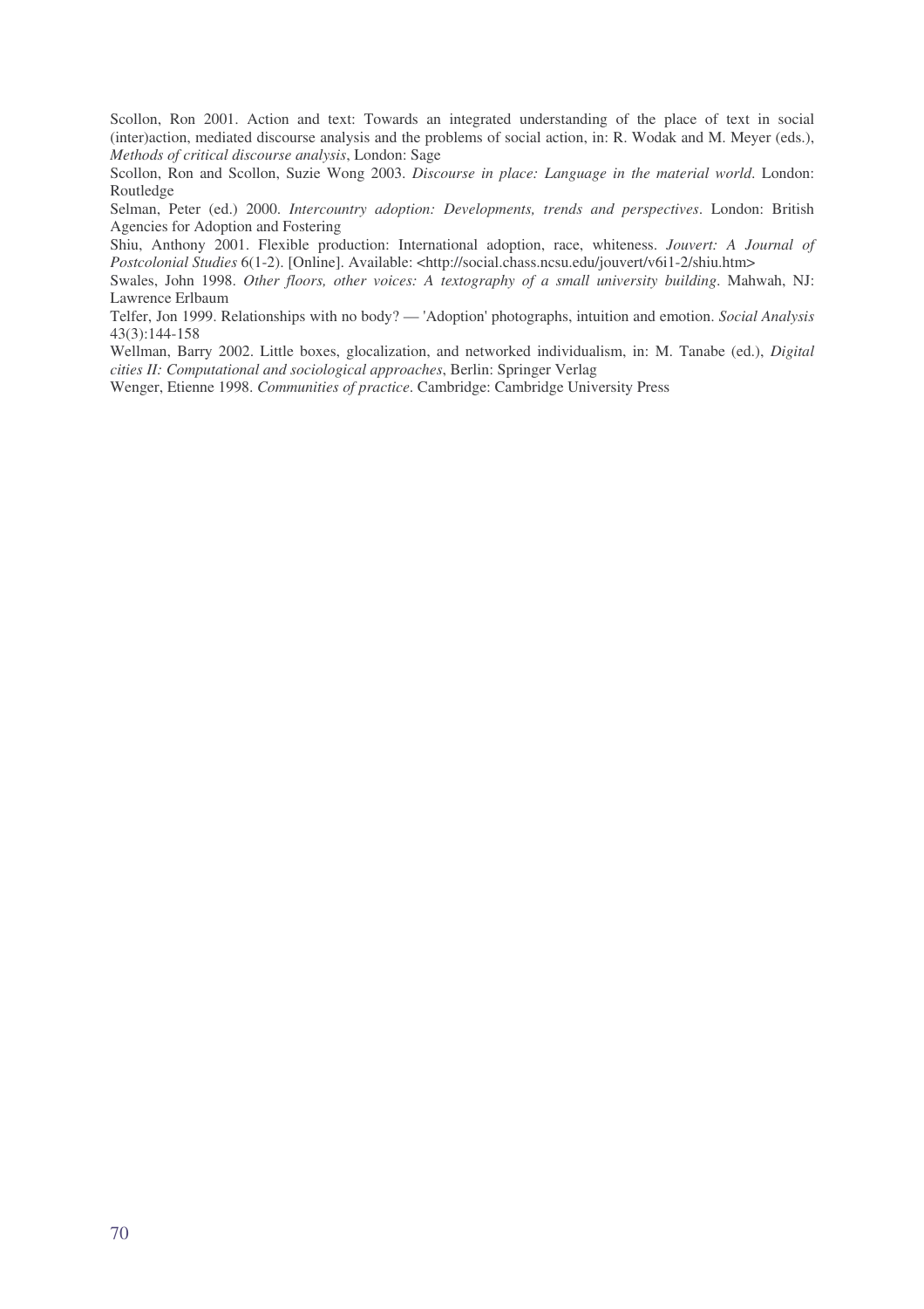Scollon, Ron 2001. Action and text: Towards an integrated understanding of the place of text in social (inter)action, mediated discourse analysis and the problems of social action, in: R. Wodak and M. Meyer (eds.), *Methods of critical discourse analysis*, London: Sage

Scollon, Ron and Scollon, Suzie Wong 2003. *Discourse in place: Language in the material world*. London: Routledge

Selman, Peter (ed.) 2000. *Intercountry adoption: Developments, trends and perspectives*. London: British Agencies for Adoption and Fostering

Shiu, Anthony 2001. Flexible production: International adoption, race, whiteness. *Jouvert: A Journal of Postcolonial Studies* 6(1-2). [Online]. Available: <http://social.chass.ncsu.edu/jouvert/v6i1-2/shiu.htm>

Swales, John 1998. *Other floors, other voices: A textography of a small university building*. Mahwah, NJ: Lawrence Erlbaum

Telfer, Jon 1999. Relationships with no body? — 'Adoption' photographs, intuition and emotion. *Social Analysis* 43(3):144-158

Wellman, Barry 2002. Little boxes, glocalization, and networked individualism, in: M. Tanabe (ed.), *Digital cities II: Computational and sociological approaches*, Berlin: Springer Verlag

Wenger, Etienne 1998. *Communities of practice*. Cambridge: Cambridge University Press